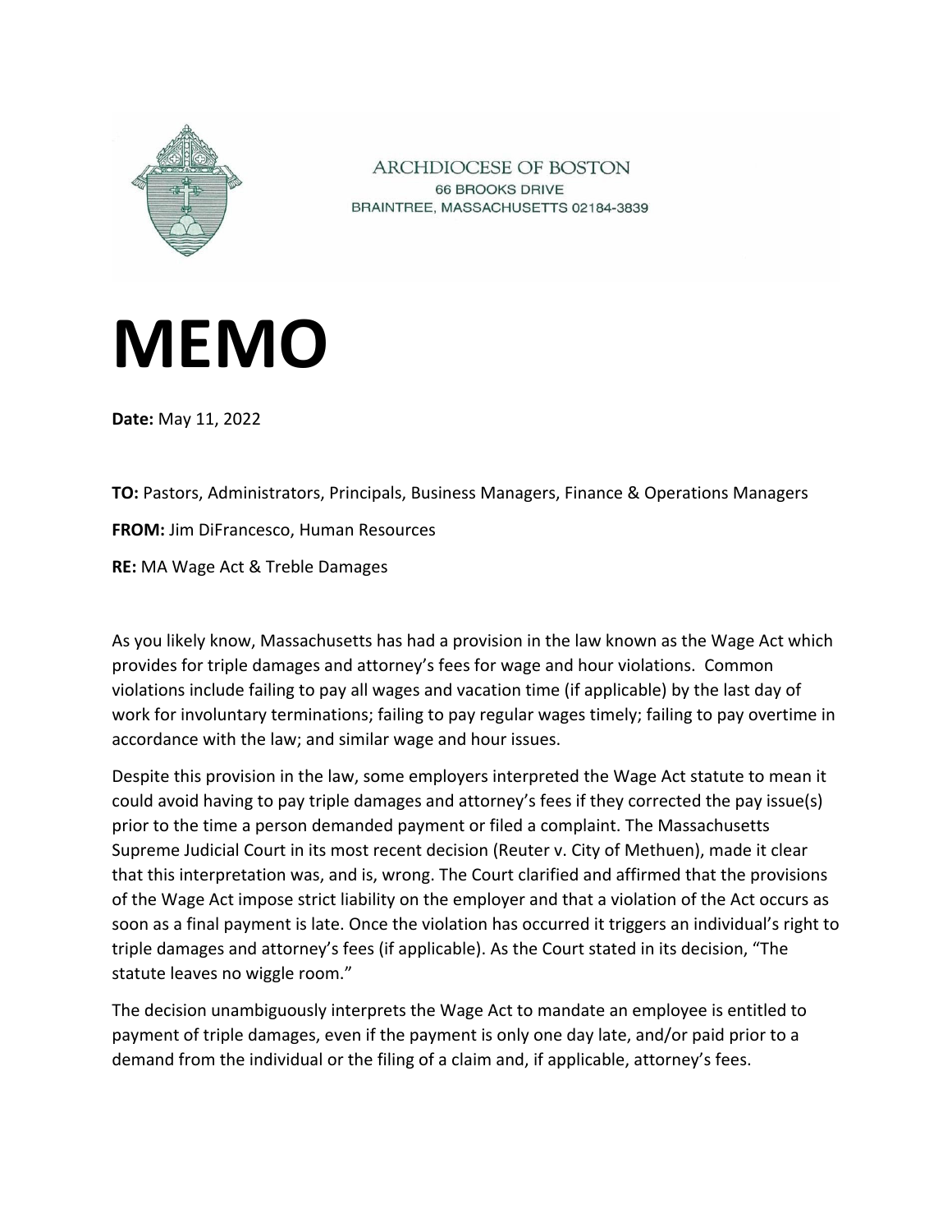ARCHDIOCESE OF BOSTON
66 BROOKS DRIVE
BRAINTREE, MASSACHUSETTS 02184-3839

# MEMO

**Date:** May 11, 2022

**TO:** Pastors, Administrators, Principals, Business Managers, Finance & Operations Managers

**FROM:** Jim DiFrancesco, Human Resources

**RE:** MA Wage Act & Treble Damages

As you likely know, Massachusetts has had a provision in the law known as the Wage Act which provides for triple damages and attorney's fees for wage and hour violations. Common violations include failing to pay all wages and vacation time (if applicable) by the last day of work for involuntary terminations; failing to pay regular wages timely; failing to pay overtime in accordance with the law; and similar wage and hour issues.

Despite this provision in the law, some employers interpreted the Wage Act statute to mean it could avoid having to pay triple damages and attorney's fees if they corrected the pay issue(s) prior to the time a person demanded payment or filed a complaint. The Massachusetts Supreme Judicial Court in its most recent decision (Reuter v. City of Methuen), made it clear that this interpretation was, and is, wrong. The Court clarified and affirmed that the provisions of the Wage Act impose strict liability on the employer and that a violation of the Act occurs as soon as a final payment is late. Once the violation has occurred it triggers an individual's right to triple damages and attorney's fees (if applicable). As the Court stated in its decision, "The statute leaves no wiggle room."

The decision unambiguously interprets the Wage Act to mandate an employee is entitled to payment of triple damages, even if the payment is only one day late, and/or paid prior to a demand from the individual or the filing of a claim and, if applicable, attorney's fees.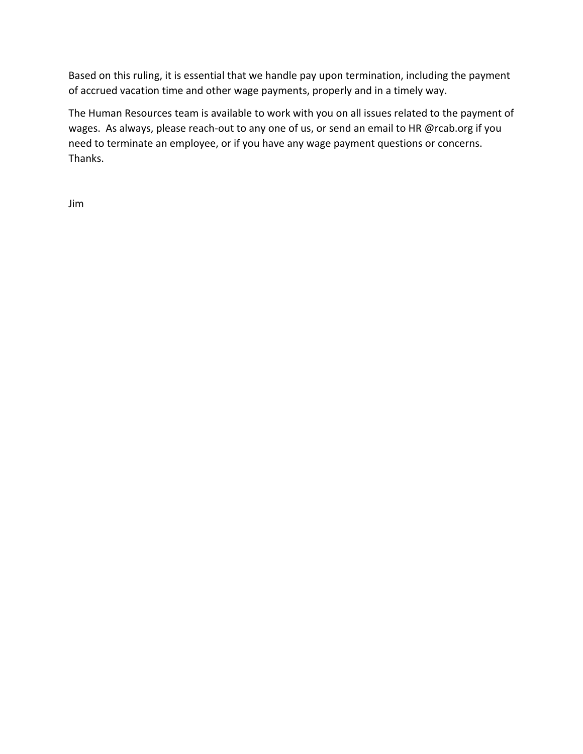Based on this ruling, it is essential that we handle pay upon termination, including the payment of accrued vacation time and other wage payments, properly and in a timely way.

The Human Resources team is available to work with you on all issues related to the payment of wages. As always, please reach-out to any one of us, or send an email to HR @rcab.org if you need to terminate an employee, or if you have any wage payment questions or concerns. Thanks.

Jim